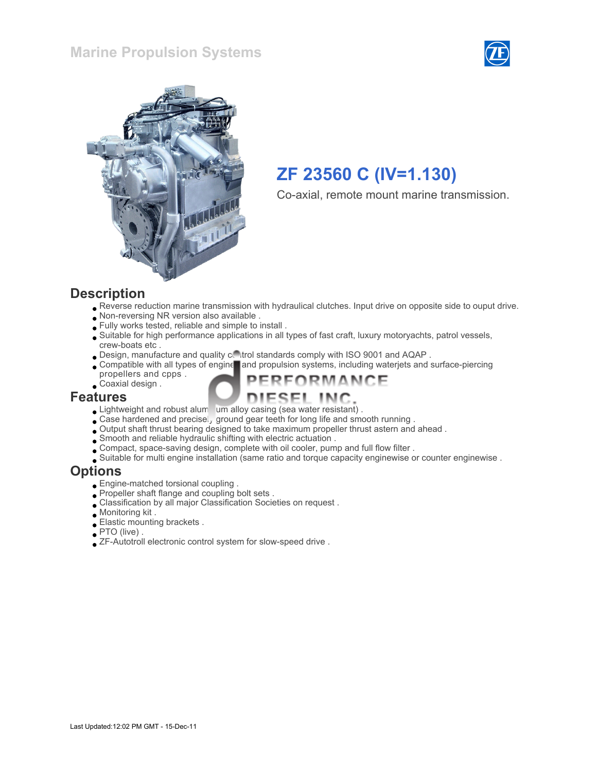Marine Propulsion Systems

# ZF 23560 C (IV=1.130)

Co-axial, remote mount marine transmission.

## Description

- Reverse reduction marine transmission with hydraulical clutches. Input drive on opposite side to ouput drive.
- Non-reversing NR version also available .
- Fully works tested, reliable and simple to install .
- Suitable for high performance applications in all types of fast craft, luxury motoryachts, patrol vessels, crew-boats etc .
- Design, manufacture and quality control standards comply with ISO 9001 and AQAP .
- Compatible with all types of engine and propulsion systems, including waterjets and surface-piercing propellers and cpps .
- Coaxial design .

## Features

- Lightweight and robust aluminium alloy casing (sea water resistant) .
- Case hardened and precisely ground gear teeth for long life and smooth running .
- Output shaft thrust bearing designed to take maximum propeller thrust astern and ahead .
- Smooth and reliable hydraulic shifting with electric actuation .
- Compact, space-saving design, complete with oil cooler, pump and full flow filter .
- Suitable for multi engine installation (same ratio and torque capacity enginewise or counter enginewise .

## Options

- Engine-matched torsional coupling .
- Propeller shaft flange and coupling bolt sets .
- Classification by all major Classification Societies on request .
- Monitoring kit .
- Elastic mounting brackets .
- PTO (live) .
- ZF-Autotroll electronic control system for slow-speed drive .

Last Updated:12:02 PM GMT - 15-Dec-11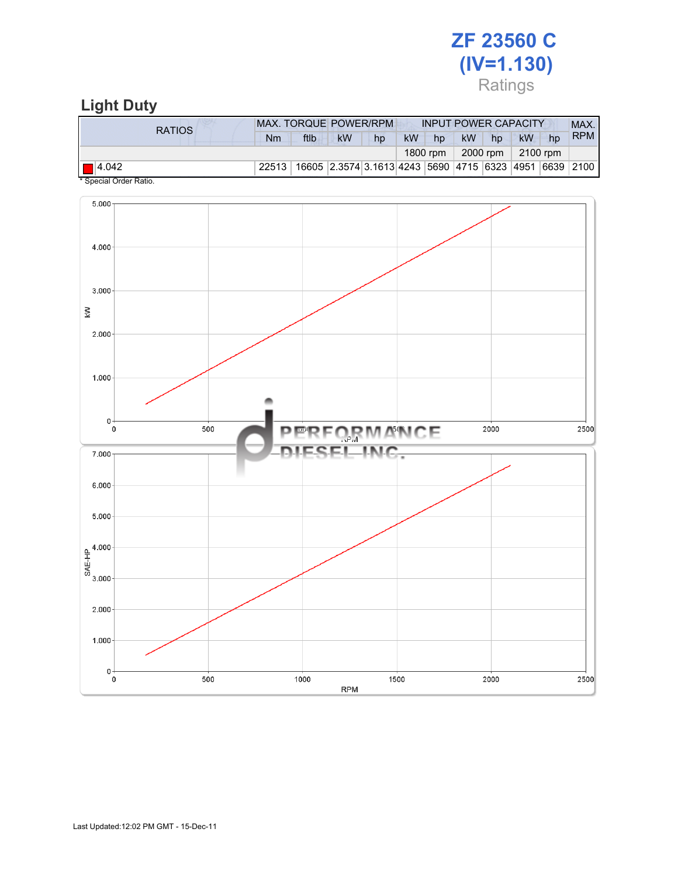# ZF 23560 C (IV=1.130)

Ratings

## Light Duty

| RATIOS | MAX. TORQUE | | POWER/RPM | | INPUT POWER CAPACITY | | | | | | MAX. RPM |
|---|---|---|---|---|---|---|---|---|---|---|---|
| | Nm | ftlb | kW | hp | kW | hp | kW | hp | kW | hp | |
| | | | | | 1800 rpm | | 2000 rpm | | 2100 rpm | | |
| 4.042 | 22513 | 16605 | 2.3574 | 3.1613 | 4243 | 5690 | 4715 | 6323 | 4951 | 6639 | 2100 |

* Special Order Ratio.

Last Updated:12:02 PM GMT - 15-Dec-11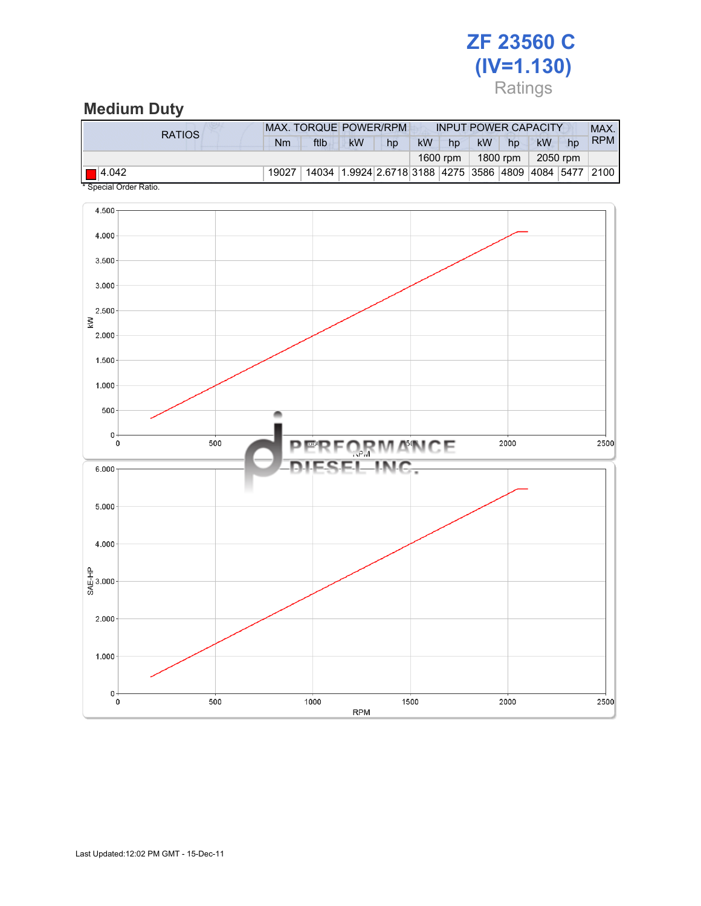# ZF 23560 C (IV=1.130)

Ratings

## Medium Duty

| RATIOS | MAX. TORQUE | | POWER/RPM | | INPUT POWER CAPACITY | | | | | | MAX. RPM |
|---|---|---|---|---|---|---|---|---|---|---|---|
| | Nm | ftlb | kW | hp | kW | hp | kW | hp | kW | hp | |
| | | | | | 1600 rpm | | 1800 rpm | | 2050 rpm | | |
| 4.042 | 19027 | 14034 | 1.9924 | 2.6718 | 3188 | 4275 | 3586 | 4809 | 4084 | 5477 | 2100 |

\* Special Order Ratio.

Last Updated:12:02 PM GMT - 15-Dec-11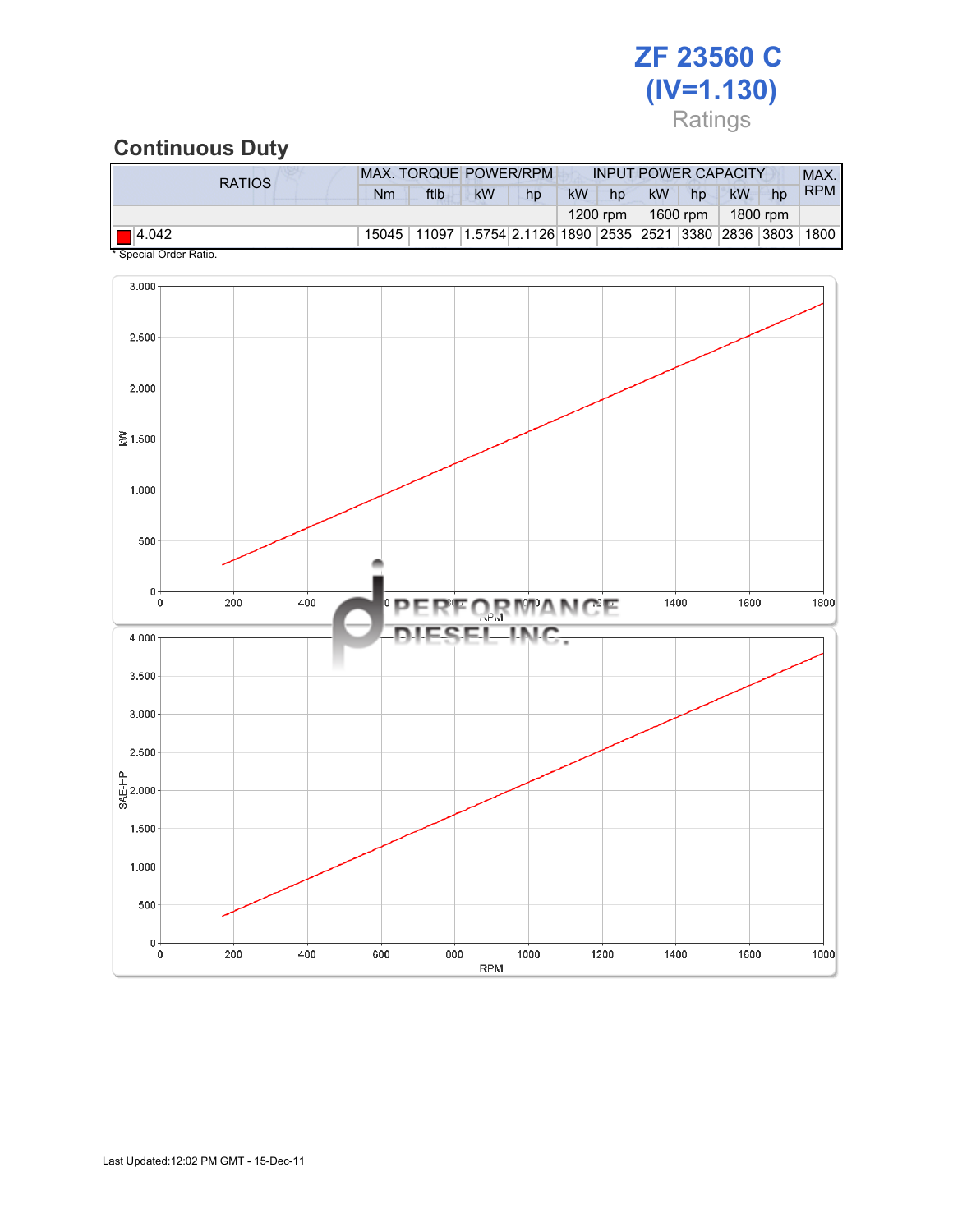# ZF 23560 C (IV=1.130)

Ratings

## Continuous Duty

| RATIOS | MAX. TORQUE | | POWER/RPM | | INPUT POWER CAPACITY | | | | | | MAX. RPM |
|---|---|---|---|---|---|---|---|---|---|---|---|
| | Nm | ftlb | kW | hp | kW | hp | kW | hp | kW | hp | |
| | | | | | 1200 rpm | | 1600 rpm | | 1800 rpm | | |
| 4.042 | 15045 | 11097 | 1.5754 | 2.1126 | 1890 | 2535 | 2521 | 3380 | 2836 | 3803 | 1800 |

* Special Order Ratio.

Last Updated:12:02 PM GMT - 15-Dec-11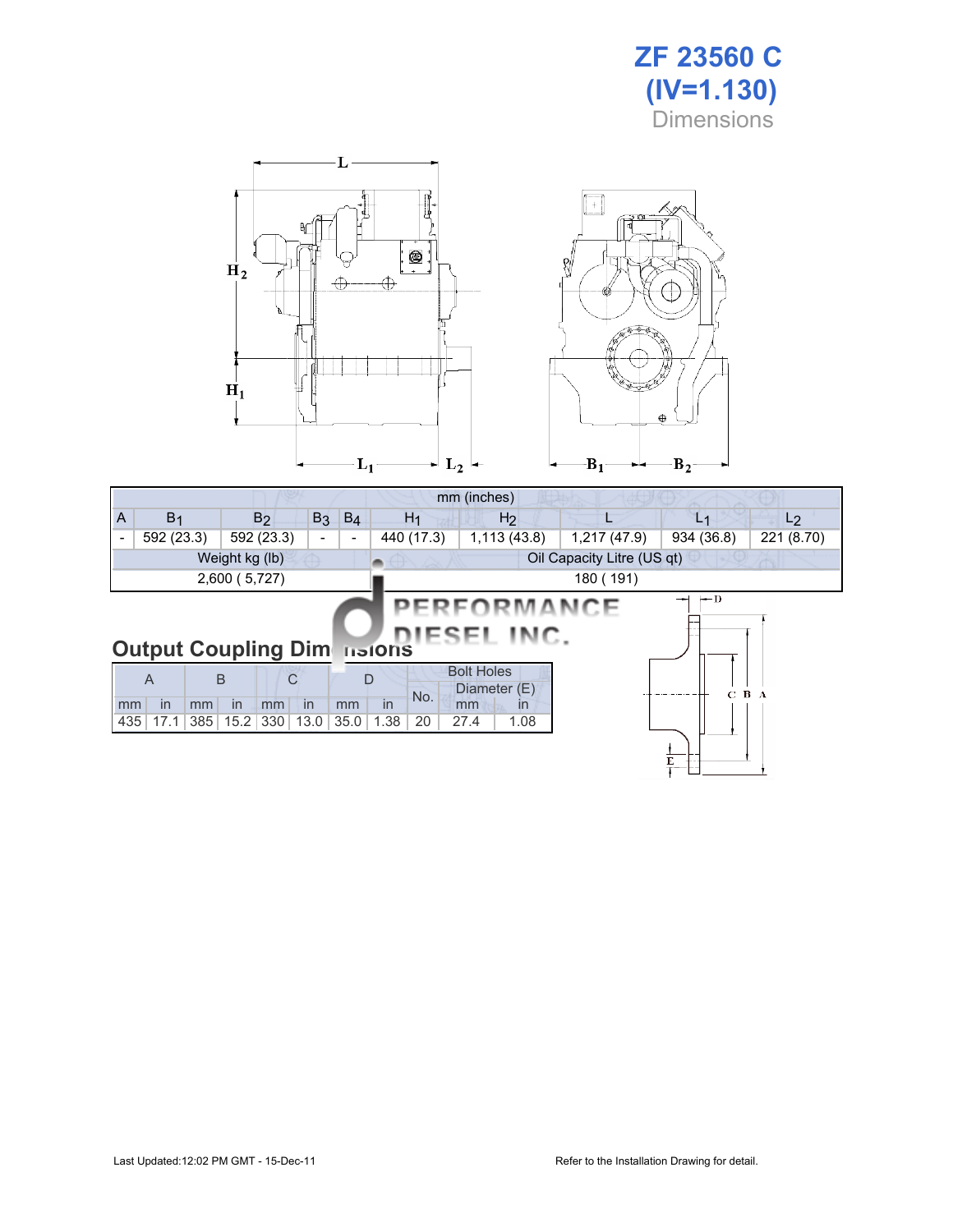# ZF 23560 C (IV=1.130)

Dimensions

| mm (inches) | | | | | | | | | |
|---|---|---|---|---|---|---|---|---|---|
| A | $B_1$ | $B_2$ | $B_3$ | $B_4$ | $H_1$ | $H_2$ | L | $L_1$ | $L_2$ |
| - | 592 (23.3) | 592 (23.3) | - | - | 440 (17.3) | 1,113 (43.8) | 1,217 (47.9) | 934 (36.8) | 221 (8.70) |
| Weight kg (lb) | | | | | Oil Capacity Litre (US qt) | | | | |
| 2,600 ( 5,727) | | | | | 180 ( 191) | | | | |

## Output Coupling Dimensions

| A | | B | | C | | D | | Bolt Holes | | |
|---|---|---|---|---|---|---|---|---|---|---|
| | | | | | | | | No. | Diameter (E) | |
| mm | in | mm | in | mm | in | mm | in | | mm | in |
| 435 | 17.1 | 385 | 15.2 | 330 | 13.0 | 35.0 | 1.38 | 20 | 27.4 | 1.08 |

Last Updated:12:02 PM GMT - 15-Dec-11

Refer to the Installation Drawing for detail.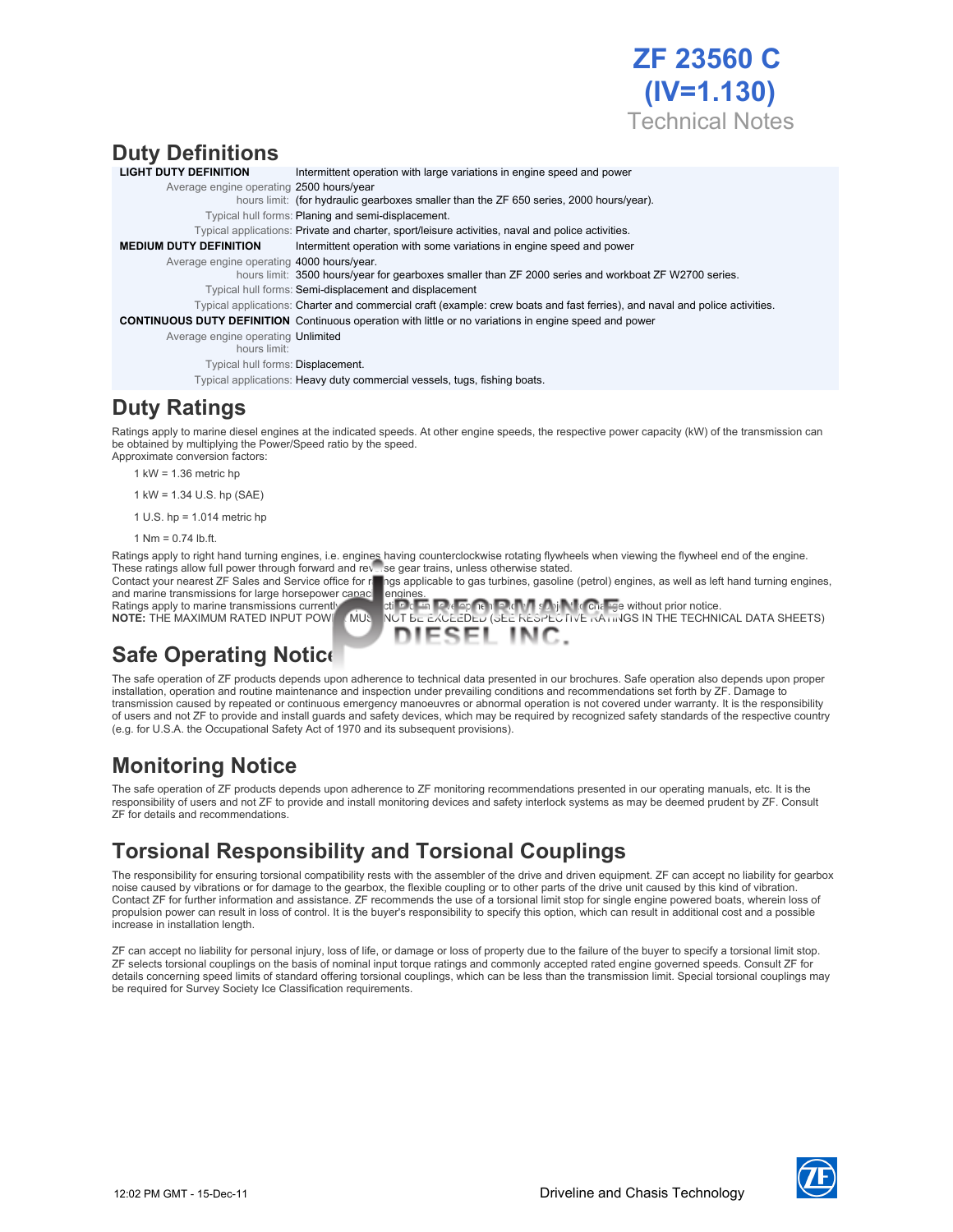# ZF 23560 C (IV=1.130)

Technical Notes

## Duty Definitions

| | |
|---|---|
| **LIGHT DUTY DEFINITION** | Intermittent operation with large variations in engine speed and power |
| Average engine operating hours limit: | 2500 hours/year (for hydraulic gearboxes smaller than the ZF 650 series, 2000 hours/year). |
| Typical hull forms: | Planing and semi-displacement. |
| Typical applications: | Private and charter, sport/leisure activities, naval and police activities. |
| **MEDIUM DUTY DEFINITION** | Intermittent operation with some variations in engine speed and power |
| Average engine operating hours limit: | 4000 hours/year. 3500 hours/year for gearboxes smaller than ZF 2000 series and workboat ZF W2700 series. |
| Typical hull forms: | Semi-displacement and displacement |
| Typical applications: | Charter and commercial craft (example: crew boats and fast ferries), and naval and police activities. |
| **CONTINUOUS DUTY DEFINITION** | Continuous operation with little or no variations in engine speed and power |
| Average engine operating hours limit: | Unlimited |
| Typical hull forms: | Displacement. |
| Typical applications: | Heavy duty commercial vessels, tugs, fishing boats. |

## Duty Ratings

Ratings apply to marine diesel engines at the indicated speeds. At other engine speeds, the respective power capacity (kW) of the transmission can be obtained by multiplying the Power/Speed ratio by the speed.
Approximate conversion factors:

- 1 kW = 1.36 metric hp
- 1 kW = 1.34 U.S. hp (SAE)
- 1 U.S. hp = 1.014 metric hp
- 1 Nm = 0.74 lb.ft.

Ratings apply to right hand turning engines, i.e. engines having counterclockwise rotating flywheels when viewing the flywheel end of the engine. These ratings allow full power through forward and reverse gear trains, unless otherwise stated.
Contact your nearest ZF Sales and Service office for ratings applicable to gas turbines, gasoline (petrol) engines, as well as left hand turning engines, and marine transmissions for large horsepower capacity engines.
Ratings apply to marine transmissions currently in production. Ratings subject to change without prior notice.
**NOTE:** THE MAXIMUM RATED INPUT POWER MUST NOT BE EXCEEDED (SEE RESPECTIVE RATINGS IN THE TECHNICAL DATA SHEETS)

## Safe Operating Notice

The safe operation of ZF products depends upon adherence to technical data presented in our brochures. Safe operation also depends upon proper installation, operation and routine maintenance and inspection under prevailing conditions and recommendations set forth by ZF. Damage to transmission caused by repeated or continuous emergency manoeuvres or abnormal operation is not covered under warranty. It is the responsibility of users and not ZF to provide and install guards and safety devices, which may be required by recognized safety standards of the respective country (e.g. for U.S.A. the Occupational Safety Act of 1970 and its subsequent provisions).

## Monitoring Notice

The safe operation of ZF products depends upon adherence to ZF monitoring recommendations presented in our operating manuals, etc. It is the responsibility of users and not ZF to provide and install monitoring devices and safety interlock systems as may be deemed prudent by ZF. Consult ZF for details and recommendations.

## Torsional Responsibility and Torsional Couplings

The responsibility for ensuring torsional compatibility rests with the assembler of the drive and driven equipment. ZF can accept no liability for gearbox noise caused by vibrations or for damage to the gearbox, the flexible coupling or to other parts of the drive unit caused by this kind of vibration. Contact ZF for further information and assistance. ZF recommends the use of a torsional limit stop for single engine powered boats, wherein loss of propulsion power can result in loss of control. It is the buyer's responsibility to specify this option, which can result in additional cost and a possible increase in installation length.

ZF can accept no liability for personal injury, loss of life, or damage or loss of property due to the failure of the buyer to specify a torsional limit stop. ZF selects torsional couplings on the basis of nominal input torque ratings and commonly accepted rated engine governed speeds. Consult ZF for details concerning speed limits of standard offering torsional couplings, which can be less than the transmission limit. Special torsional couplings may be required for Survey Society Ice Classification requirements.